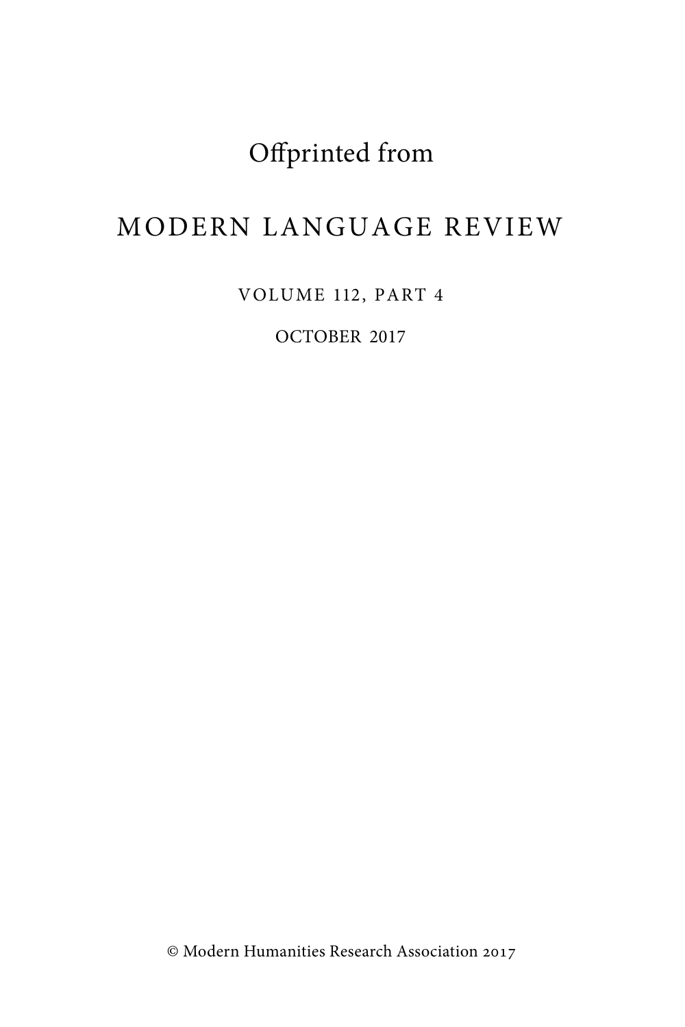Offprinted from

# MODERN LANGUAGE REVIEW

VOLUME 112, PART 4

OCTOBER 2017

© Modern Humanities Research Association 2017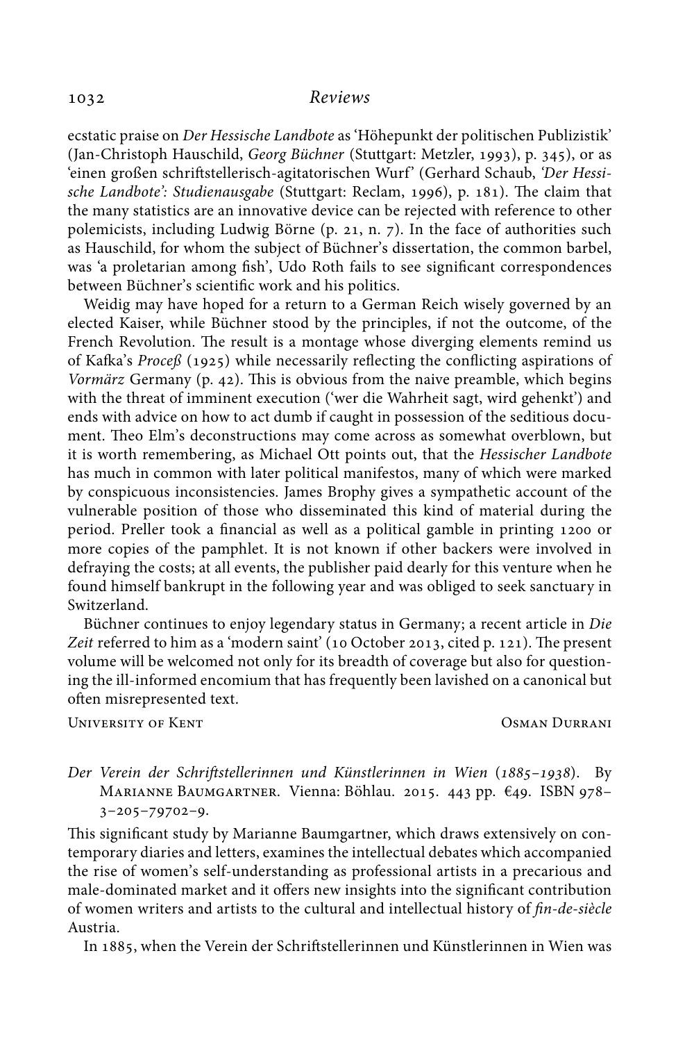ecstatic praise on *Der Hessische Landbote* as 'Höhepunkt der politischen Publizistik' (Jan-Christoph Hauschild, *Georg Büchner* (Stuttgart: Metzler, 1993), p. 345), or as 'einen großen schriftstellerisch-agitatorischen Wurf' (Gerhard Schaub, *'Der Hessische Landbote': Studienausgabe* (Stuttgart: Reclam, 1996), p. 181). The claim that the many statistics are an innovative device can be rejected with reference to other polemicists, including Ludwig Börne (p. 21, n. 7). In the face of authorities such as Hauschild, for whom the subject of Büchner's dissertation, the common barbel, was 'a proletarian among fish', Udo Roth fails to see significant correspondences between Büchner's scientific work and his politics.

Weidig may have hoped for a return to a German Reich wisely governed by an elected Kaiser, while Büchner stood by the principles, if not the outcome, of the French Revolution. The result is a montage whose diverging elements remind us of Kafka's *Proceß* (1925) while necessarily reflecting the conflicting aspirations of *Vormärz* Germany (p. 42). This is obvious from the naive preamble, which begins with the threat of imminent execution ('wer die Wahrheit sagt, wird gehenkt') and ends with advice on how to act dumb if caught in possession of the seditious document. Theo Elm's deconstructions may come across as somewhat overblown, but it is worth remembering, as Michael Ott points out, that the *Hessischer Landbote* has much in common with later political manifestos, many of which were marked by conspicuous inconsistencies. James Brophy gives a sympathetic account of the vulnerable position of those who disseminated this kind of material during the period. Preller took a financial as well as a political gamble in printing 1200 or more copies of the pamphlet. It is not known if other backers were involved in defraying the costs; at all events, the publisher paid dearly for this venture when he found himself bankrupt in the following year and was obliged to seek sanctuary in Switzerland.

Büchner continues to enjoy legendary status in Germany; a recent article in *Die Zeit* referred to him as a 'modern saint' (10 October 2013, cited p. 121). The present volume will be welcomed not only for its breadth of coverage but also for questioning the ill-informed encomium that has frequently been lavished on a canonical but often misrepresented text.

University of Kent — Osman Durrani

*Der Verein der Schriftstellerinnen und Künstlerinnen in Wien (1885–1938)*. By Marianne Baumgartner. Vienna: Böhlau. 2015. 443 pp. €49. ISBN 978–3–205–79702–9.

This significant study by Marianne Baumgartner, which draws extensively on contemporary diaries and letters, examines the intellectual debates which accompanied the rise of women's self-understanding as professional artists in a precarious and male-dominated market and it offers new insights into the significant contribution of women writers and artists to the cultural and intellectual history of *fin-de-siècle* Austria.

In 1885, when the Verein der Schriftstellerinnen und Künstlerinnen in Wien was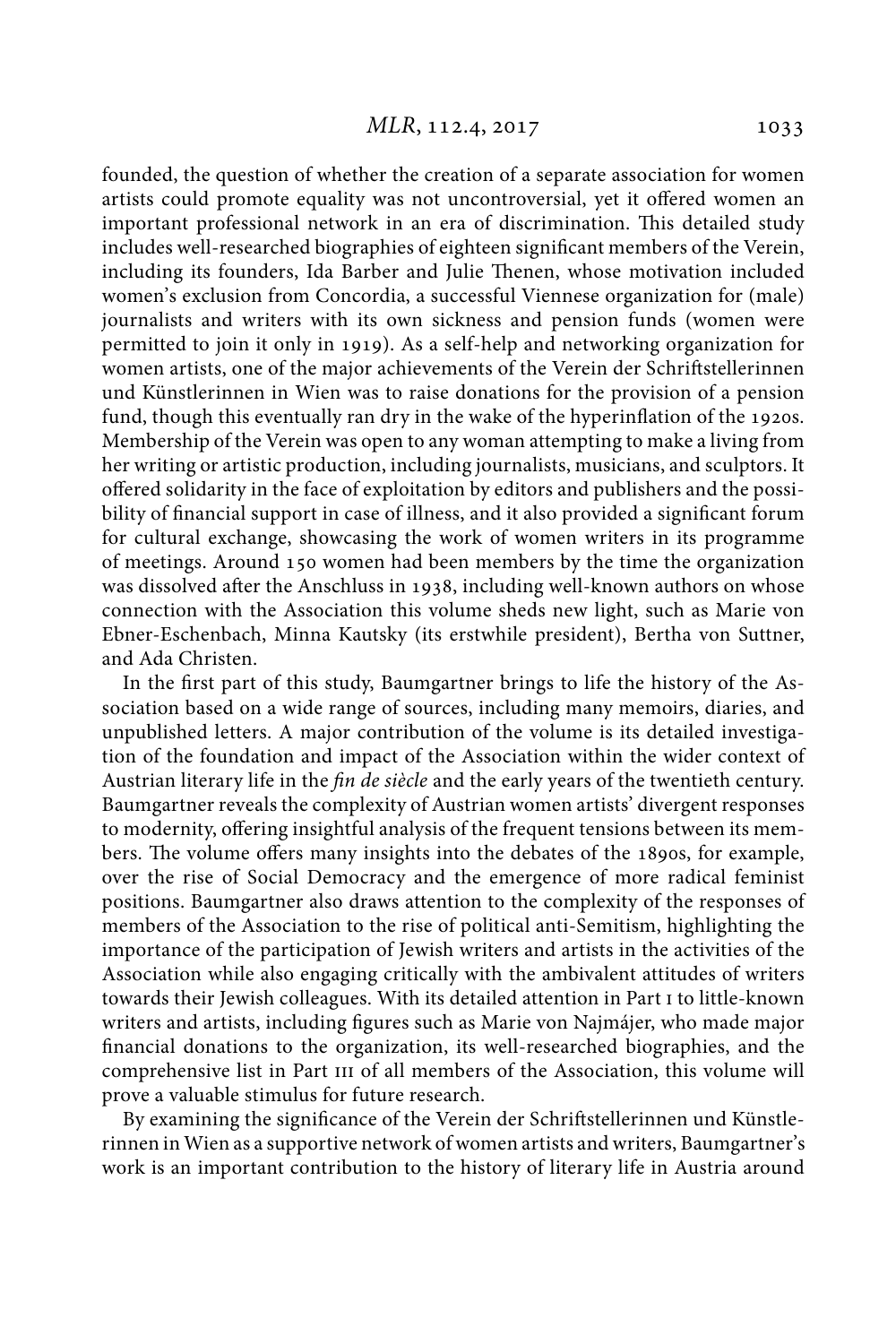founded, the question of whether the creation of a separate association for women artists could promote equality was not uncontroversial, yet it offered women an important professional network in an era of discrimination. This detailed study includes well-researched biographies of eighteen significant members of the Verein, including its founders, Ida Barber and Julie Thenen, whose motivation included women's exclusion from Concordia, a successful Viennese organization for (male) journalists and writers with its own sickness and pension funds (women were permitted to join it only in 1919). As a self-help and networking organization for women artists, one of the major achievements of the Verein der Schriftstellerinnen und Künstlerinnen in Wien was to raise donations for the provision of a pension fund, though this eventually ran dry in the wake of the hyperinflation of the 1920s. Membership of the Verein was open to any woman attempting to make a living from her writing or artistic production, including journalists, musicians, and sculptors. It offered solidarity in the face of exploitation by editors and publishers and the possibility of financial support in case of illness, and it also provided a significant forum for cultural exchange, showcasing the work of women writers in its programme of meetings. Around 150 women had been members by the time the organization was dissolved after the Anschluss in 1938, including well-known authors on whose connection with the Association this volume sheds new light, such as Marie von Ebner-Eschenbach, Minna Kautsky (its erstwhile president), Bertha von Suttner, and Ada Christen.

In the first part of this study, Baumgartner brings to life the history of the Association based on a wide range of sources, including many memoirs, diaries, and unpublished letters. A major contribution of the volume is its detailed investigation of the foundation and impact of the Association within the wider context of Austrian literary life in the *fin de siècle* and the early years of the twentieth century. Baumgartner reveals the complexity of Austrian women artists' divergent responses to modernity, offering insightful analysis of the frequent tensions between its members. The volume offers many insights into the debates of the 1890s, for example, over the rise of Social Democracy and the emergence of more radical feminist positions. Baumgartner also draws attention to the complexity of the responses of members of the Association to the rise of political anti-Semitism, highlighting the importance of the participation of Jewish writers and artists in the activities of the Association while also engaging critically with the ambivalent attitudes of writers towards their Jewish colleagues. With its detailed attention in Part I to little-known writers and artists, including figures such as Marie von Najmájer, who made major financial donations to the organization, its well-researched biographies, and the comprehensive list in Part III of all members of the Association, this volume will prove a valuable stimulus for future research.

By examining the significance of the Verein der Schriftstellerinnen und Künstlerinnen in Wien as a supportive network of women artists and writers, Baumgartner's work is an important contribution to the history of literary life in Austria around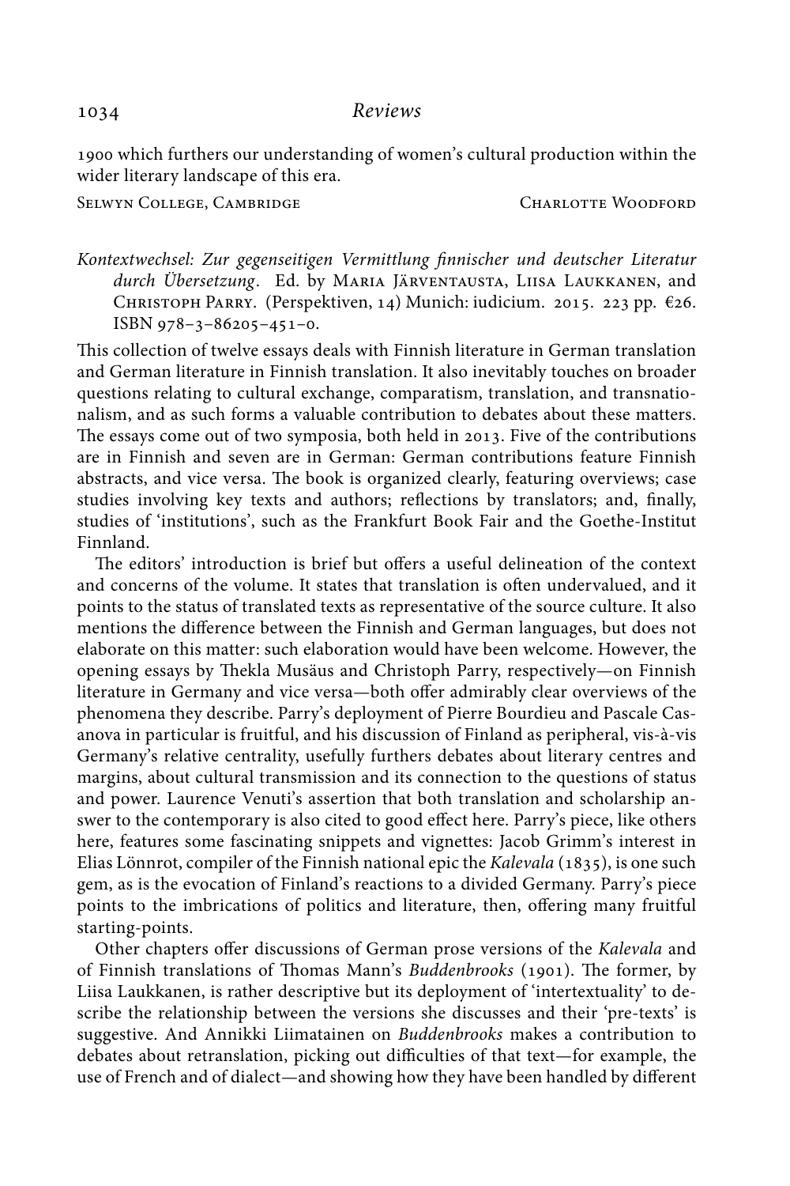1900 which furthers our understanding of women's cultural production within the wider literary landscape of this era.

Selwyn College, Cambridge — Charlotte Woodford

*Kontextwechsel: Zur gegenseitigen Vermittlung finnischer und deutscher Literatur durch Übersetzung*. Ed. by Maria Järventausta, Liisa Laukkanen, and Christoph Parry. (Perspektiven, 14) Munich: iudicium. 2015. 223 pp. €26. ISBN 978–3–86205–451–0.

This collection of twelve essays deals with Finnish literature in German translation and German literature in Finnish translation. It also inevitably touches on broader questions relating to cultural exchange, comparatism, translation, and transnationalism, and as such forms a valuable contribution to debates about these matters. The essays come out of two symposia, both held in 2013. Five of the contributions are in Finnish and seven are in German: German contributions feature Finnish abstracts, and vice versa. The book is organized clearly, featuring overviews; case studies involving key texts and authors; reflections by translators; and, finally, studies of 'institutions', such as the Frankfurt Book Fair and the Goethe-Institut Finnland.

The editors' introduction is brief but offers a useful delineation of the context and concerns of the volume. It states that translation is often undervalued, and it points to the status of translated texts as representative of the source culture. It also mentions the difference between the Finnish and German languages, but does not elaborate on this matter: such elaboration would have been welcome. However, the opening essays by Thekla Musäus and Christoph Parry, respectively—on Finnish literature in Germany and vice versa—both offer admirably clear overviews of the phenomena they describe. Parry's deployment of Pierre Bourdieu and Pascale Casanova in particular is fruitful, and his discussion of Finland as peripheral, vis-à-vis Germany's relative centrality, usefully furthers debates about literary centres and margins, about cultural transmission and its connection to the questions of status and power. Laurence Venuti's assertion that both translation and scholarship answer to the contemporary is also cited to good effect here. Parry's piece, like others here, features some fascinating snippets and vignettes: Jacob Grimm's interest in Elias Lönnrot, compiler of the Finnish national epic the *Kalevala* (1835), is one such gem, as is the evocation of Finland's reactions to a divided Germany. Parry's piece points to the imbrications of politics and literature, then, offering many fruitful starting-points.

Other chapters offer discussions of German prose versions of the *Kalevala* and of Finnish translations of Thomas Mann's *Buddenbrooks* (1901). The former, by Liisa Laukkanen, is rather descriptive but its deployment of 'intertextuality' to describe the relationship between the versions she discusses and their 'pre-texts' is suggestive. And Annikki Liimatainen on *Buddenbrooks* makes a contribution to debates about retranslation, picking out difficulties of that text—for example, the use of French and of dialect—and showing how they have been handled by different